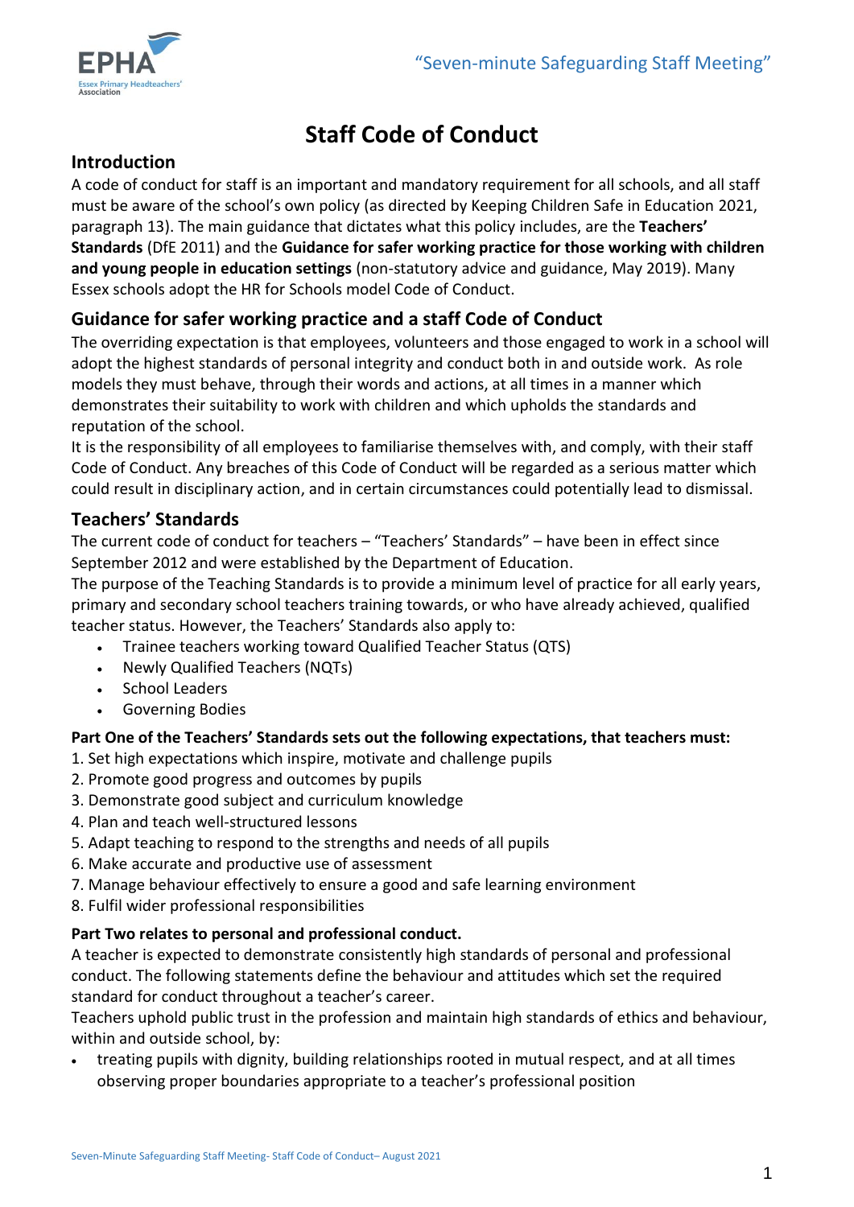# Staff Code of Conduct

## Introduction

A code of conduct for staff is an important and mandatory requirement for all schools, and all staff must be aware of the school's own policy (as directed by Keeping Children Safe in Education 2021, paragraph 13). The main guidance that dictates what this policy includes, are the **Teachers' Standards** (DfE 2011) and the **Guidance for safer working practice for those working with children and young people in education settings** (non-statutory advice and guidance, May 2019). Many Essex schools adopt the HR for Schools model Code of Conduct.

## Guidance for safer working practice and a staff Code of Conduct

The overriding expectation is that employees, volunteers and those engaged to work in a school will adopt the highest standards of personal integrity and conduct both in and outside work. As role models they must behave, through their words and actions, at all times in a manner which demonstrates their suitability to work with children and which upholds the standards and reputation of the school.

It is the responsibility of all employees to familiarise themselves with, and comply, with their staff Code of Conduct. Any breaches of this Code of Conduct will be regarded as a serious matter which could result in disciplinary action, and in certain circumstances could potentially lead to dismissal.

## Teachers' Standards

The current code of conduct for teachers – "Teachers' Standards" – have been in effect since September 2012 and were established by the Department of Education.

The purpose of the Teaching Standards is to provide a minimum level of practice for all early years, primary and secondary school teachers training towards, or who have already achieved, qualified teacher status. However, the Teachers' Standards also apply to:

- Trainee teachers working toward Qualified Teacher Status (QTS)
- Newly Qualified Teachers (NQTs)
- School Leaders
- Governing Bodies

**Part One of the Teachers' Standards sets out the following expectations, that teachers must:**

1. Set high expectations which inspire, motivate and challenge pupils
2. Promote good progress and outcomes by pupils
3. Demonstrate good subject and curriculum knowledge
4. Plan and teach well-structured lessons
5. Adapt teaching to respond to the strengths and needs of all pupils
6. Make accurate and productive use of assessment
7. Manage behaviour effectively to ensure a good and safe learning environment
8. Fulfil wider professional responsibilities

**Part Two relates to personal and professional conduct.**

A teacher is expected to demonstrate consistently high standards of personal and professional conduct. The following statements define the behaviour and attitudes which set the required standard for conduct throughout a teacher's career.

Teachers uphold public trust in the profession and maintain high standards of ethics and behaviour, within and outside school, by:

- treating pupils with dignity, building relationships rooted in mutual respect, and at all times observing proper boundaries appropriate to a teacher's professional position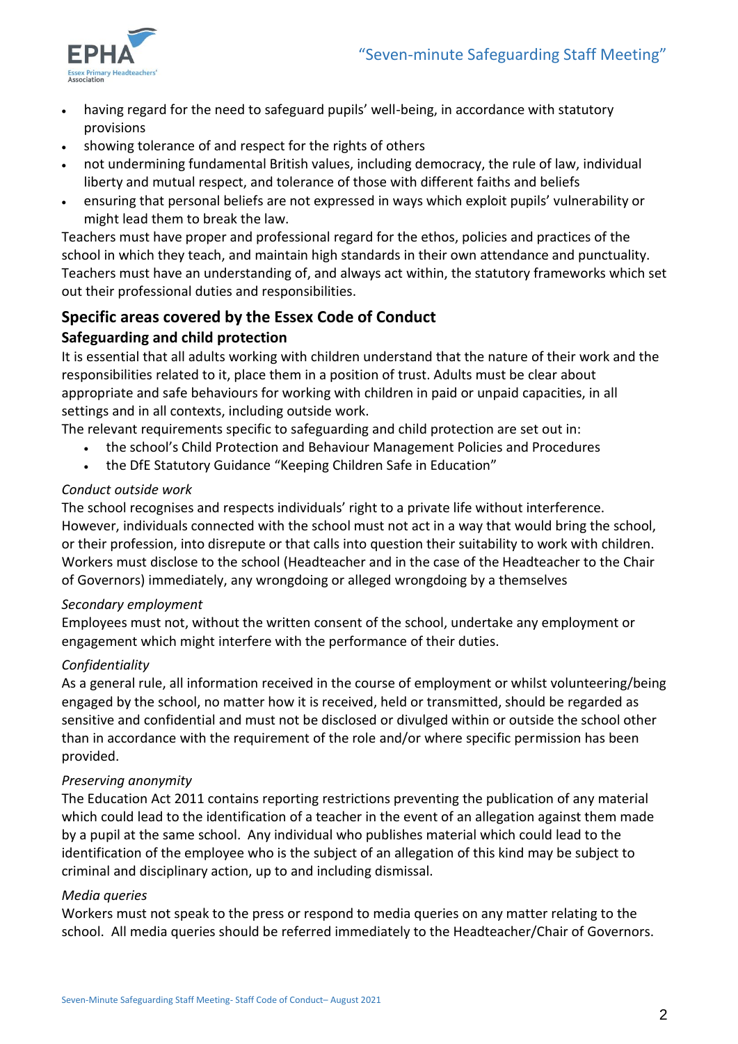- having regard for the need to safeguard pupils' well-being, in accordance with statutory provisions
- showing tolerance of and respect for the rights of others
- not undermining fundamental British values, including democracy, the rule of law, individual liberty and mutual respect, and tolerance of those with different faiths and beliefs
- ensuring that personal beliefs are not expressed in ways which exploit pupils' vulnerability or might lead them to break the law.

Teachers must have proper and professional regard for the ethos, policies and practices of the school in which they teach, and maintain high standards in their own attendance and punctuality. Teachers must have an understanding of, and always act within, the statutory frameworks which set out their professional duties and responsibilities.

## Specific areas covered by the Essex Code of Conduct

### Safeguarding and child protection

It is essential that all adults working with children understand that the nature of their work and the responsibilities related to it, place them in a position of trust. Adults must be clear about appropriate and safe behaviours for working with children in paid or unpaid capacities, in all settings and in all contexts, including outside work.

The relevant requirements specific to safeguarding and child protection are set out in:

- the school's Child Protection and Behaviour Management Policies and Procedures
- the DfE Statutory Guidance "Keeping Children Safe in Education"

*Conduct outside work*

The school recognises and respects individuals' right to a private life without interference. However, individuals connected with the school must not act in a way that would bring the school, or their profession, into disrepute or that calls into question their suitability to work with children. Workers must disclose to the school (Headteacher and in the case of the Headteacher to the Chair of Governors) immediately, any wrongdoing or alleged wrongdoing by a themselves

*Secondary employment*

Employees must not, without the written consent of the school, undertake any employment or engagement which might interfere with the performance of their duties.

*Confidentiality*

As a general rule, all information received in the course of employment or whilst volunteering/being engaged by the school, no matter how it is received, held or transmitted, should be regarded as sensitive and confidential and must not be disclosed or divulged within or outside the school other than in accordance with the requirement of the role and/or where specific permission has been provided.

*Preserving anonymity*

The Education Act 2011 contains reporting restrictions preventing the publication of any material which could lead to the identification of a teacher in the event of an allegation against them made by a pupil at the same school. Any individual who publishes material which could lead to the identification of the employee who is the subject of an allegation of this kind may be subject to criminal and disciplinary action, up to and including dismissal.

*Media queries*

Workers must not speak to the press or respond to media queries on any matter relating to the school. All media queries should be referred immediately to the Headteacher/Chair of Governors.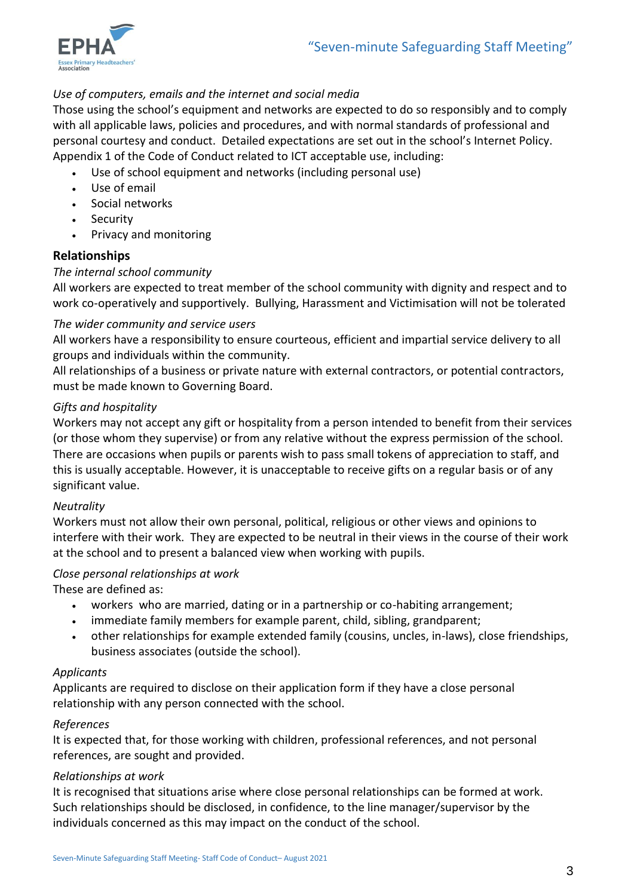*Use of computers, emails and the internet and social media*

Those using the school's equipment and networks are expected to do so responsibly and to comply with all applicable laws, policies and procedures, and with normal standards of professional and personal courtesy and conduct. Detailed expectations are set out in the school's Internet Policy. Appendix 1 of the Code of Conduct related to ICT acceptable use, including:

- Use of school equipment and networks (including personal use)
- Use of email
- Social networks
- Security
- Privacy and monitoring

## Relationships

*The internal school community*

All workers are expected to treat member of the school community with dignity and respect and to work co-operatively and supportively. Bullying, Harassment and Victimisation will not be tolerated

*The wider community and service users*

All workers have a responsibility to ensure courteous, efficient and impartial service delivery to all groups and individuals within the community.

All relationships of a business or private nature with external contractors, or potential contractors, must be made known to Governing Board.

*Gifts and hospitality*

Workers may not accept any gift or hospitality from a person intended to benefit from their services (or those whom they supervise) or from any relative without the express permission of the school. There are occasions when pupils or parents wish to pass small tokens of appreciation to staff, and this is usually acceptable. However, it is unacceptable to receive gifts on a regular basis or of any significant value.

*Neutrality*

Workers must not allow their own personal, political, religious or other views and opinions to interfere with their work. They are expected to be neutral in their views in the course of their work at the school and to present a balanced view when working with pupils.

*Close personal relationships at work*

These are defined as:

- workers who are married, dating or in a partnership or co-habiting arrangement;
- immediate family members for example parent, child, sibling, grandparent;
- other relationships for example extended family (cousins, uncles, in-laws), close friendships, business associates (outside the school).

*Applicants*

Applicants are required to disclose on their application form if they have a close personal relationship with any person connected with the school.

*References*

It is expected that, for those working with children, professional references, and not personal references, are sought and provided.

*Relationships at work*

It is recognised that situations arise where close personal relationships can be formed at work. Such relationships should be disclosed, in confidence, to the line manager/supervisor by the individuals concerned as this may impact on the conduct of the school.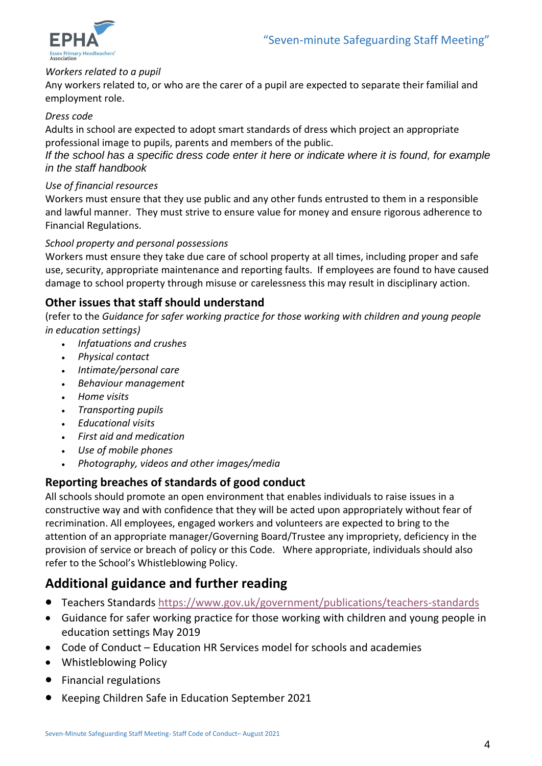*Workers related to a pupil*

Any workers related to, or who are the carer of a pupil are expected to separate their familial and employment role.

*Dress code*

Adults in school are expected to adopt smart standards of dress which project an appropriate professional image to pupils, parents and members of the public.

*If the school has a specific dress code enter it here or indicate where it is found, for example in the staff handbook*

*Use of financial resources*

Workers must ensure that they use public and any other funds entrusted to them in a responsible and lawful manner. They must strive to ensure value for money and ensure rigorous adherence to Financial Regulations.

*School property and personal possessions*

Workers must ensure they take due care of school property at all times, including proper and safe use, security, appropriate maintenance and reporting faults. If employees are found to have caused damage to school property through misuse or carelessness this may result in disciplinary action.

### Other issues that staff should understand

(refer to the *Guidance for safer working practice for those working with children and young people in education settings)*

- *Infatuations and crushes*
- *Physical contact*
- *Intimate/personal care*
- *Behaviour management*
- *Home visits*
- *Transporting pupils*
- *Educational visits*
- *First aid and medication*
- *Use of mobile phones*
- *Photography, videos and other images/media*

### Reporting breaches of standards of good conduct

All schools should promote an open environment that enables individuals to raise issues in a constructive way and with confidence that they will be acted upon appropriately without fear of recrimination. All employees, engaged workers and volunteers are expected to bring to the attention of an appropriate manager/Governing Board/Trustee any impropriety, deficiency in the provision of service or breach of policy or this Code. Where appropriate, individuals should also refer to the School's Whistleblowing Policy.

## Additional guidance and further reading

- Teachers Standards https://www.gov.uk/government/publications/teachers-standards
- Guidance for safer working practice for those working with children and young people in education settings May 2019
- Code of Conduct – Education HR Services model for schools and academies
- Whistleblowing Policy
- Financial regulations
- Keeping Children Safe in Education September 2021